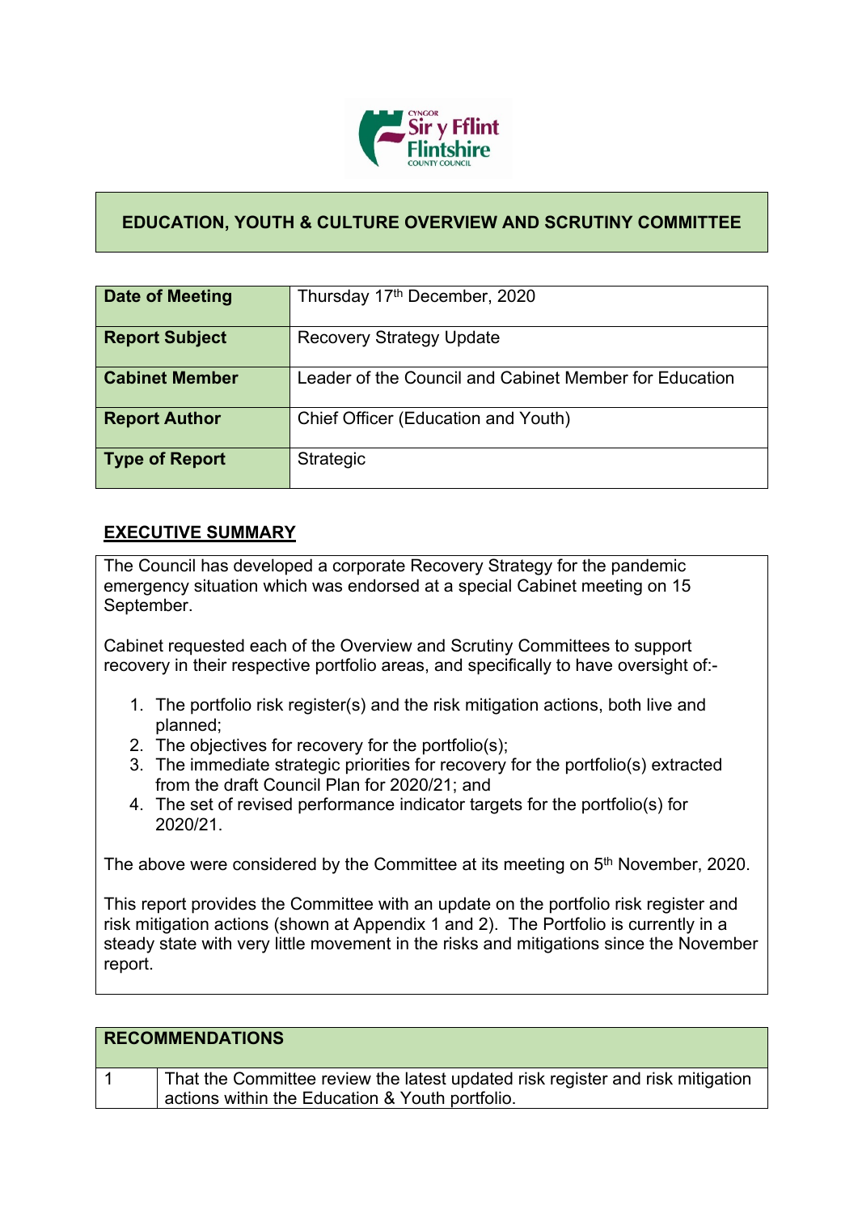# EDUCATION, YOUTH & CULTURE OVERVIEW AND SCRUTINY COMMITTEE

| | |
|---|---|
| **Date of Meeting** | Thursday 17th December, 2020 |
| **Report Subject** | Recovery Strategy Update |
| **Cabinet Member** | Leader of the Council and Cabinet Member for Education |
| **Report Author** | Chief Officer (Education and Youth) |
| **Type of Report** | Strategic |

## EXECUTIVE SUMMARY

The Council has developed a corporate Recovery Strategy for the pandemic emergency situation which was endorsed at a special Cabinet meeting on 15 September.

Cabinet requested each of the Overview and Scrutiny Committees to support recovery in their respective portfolio areas, and specifically to have oversight of:-

1. The portfolio risk register(s) and the risk mitigation actions, both live and planned;
2. The objectives for recovery for the portfolio(s);
3. The immediate strategic priorities for recovery for the portfolio(s) extracted from the draft Council Plan for 2020/21; and
4. The set of revised performance indicator targets for the portfolio(s) for 2020/21.

The above were considered by the Committee at its meeting on 5th November, 2020.

This report provides the Committee with an update on the portfolio risk register and risk mitigation actions (shown at Appendix 1 and 2). The Portfolio is currently in a steady state with very little movement in the risks and mitigations since the November report.

| **RECOMMENDATIONS** | |
|---|---|
| 1 | That the Committee review the latest updated risk register and risk mitigation actions within the Education & Youth portfolio. |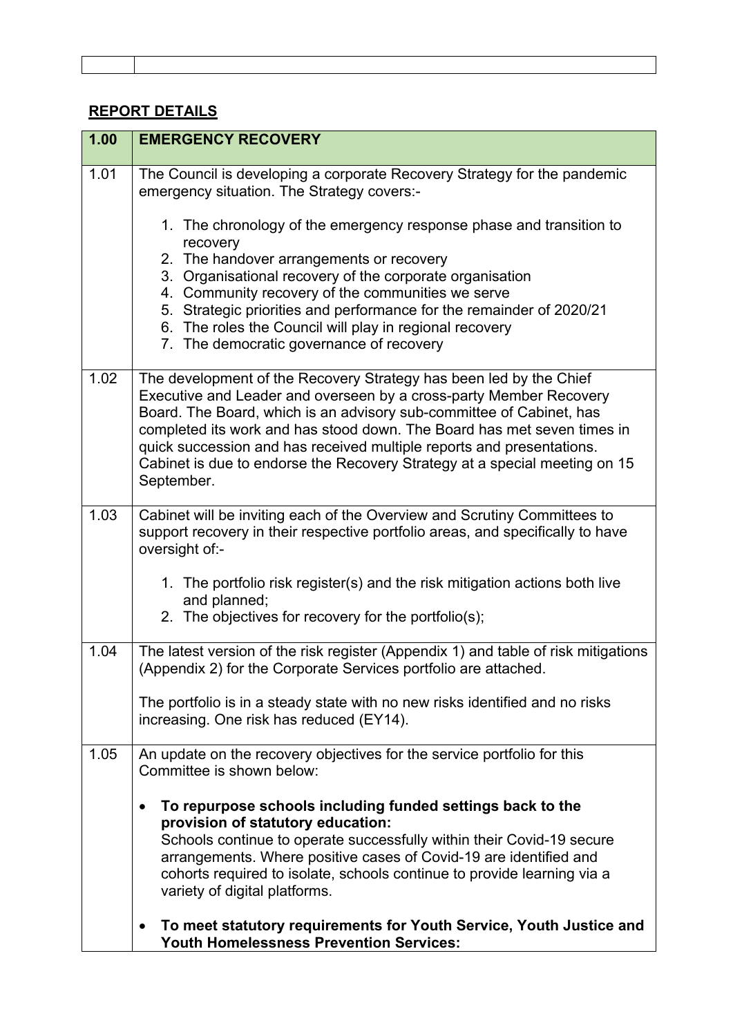## REPORT DETAILS

| 1.00 | EMERGENCY RECOVERY |
|---|---|
| 1.01 | The Council is developing a corporate Recovery Strategy for the pandemic emergency situation. The Strategy covers:-<br><br>1. The chronology of the emergency response phase and transition to recovery<br>2. The handover arrangements or recovery<br>3. Organisational recovery of the corporate organisation<br>4. Community recovery of the communities we serve<br>5. Strategic priorities and performance for the remainder of 2020/21<br>6. The roles the Council will play in regional recovery<br>7. The democratic governance of recovery |
| 1.02 | The development of the Recovery Strategy has been led by the Chief Executive and Leader and overseen by a cross-party Member Recovery Board. The Board, which is an advisory sub-committee of Cabinet, has completed its work and has stood down. The Board has met seven times in quick succession and has received multiple reports and presentations. Cabinet is due to endorse the Recovery Strategy at a special meeting on 15 September. |
| 1.03 | Cabinet will be inviting each of the Overview and Scrutiny Committees to support recovery in their respective portfolio areas, and specifically to have oversight of:-<br><br>1. The portfolio risk register(s) and the risk mitigation actions both live and planned;<br>2. The objectives for recovery for the portfolio(s); |
| 1.04 | The latest version of the risk register (Appendix 1) and table of risk mitigations (Appendix 2) for the Corporate Services portfolio are attached.<br><br>The portfolio is in a steady state with no new risks identified and no risks increasing. One risk has reduced (EY14). |
| 1.05 | An update on the recovery objectives for the service portfolio for this Committee is shown below:<br><br>• **To repurpose schools including funded settings back to the provision of statutory education:**<br>Schools continue to operate successfully within their Covid-19 secure arrangements. Where positive cases of Covid-19 are identified and cohorts required to isolate, schools continue to provide learning via a variety of digital platforms.<br><br>• **To meet statutory requirements for Youth Service, Youth Justice and Youth Homelessness Prevention Services:** |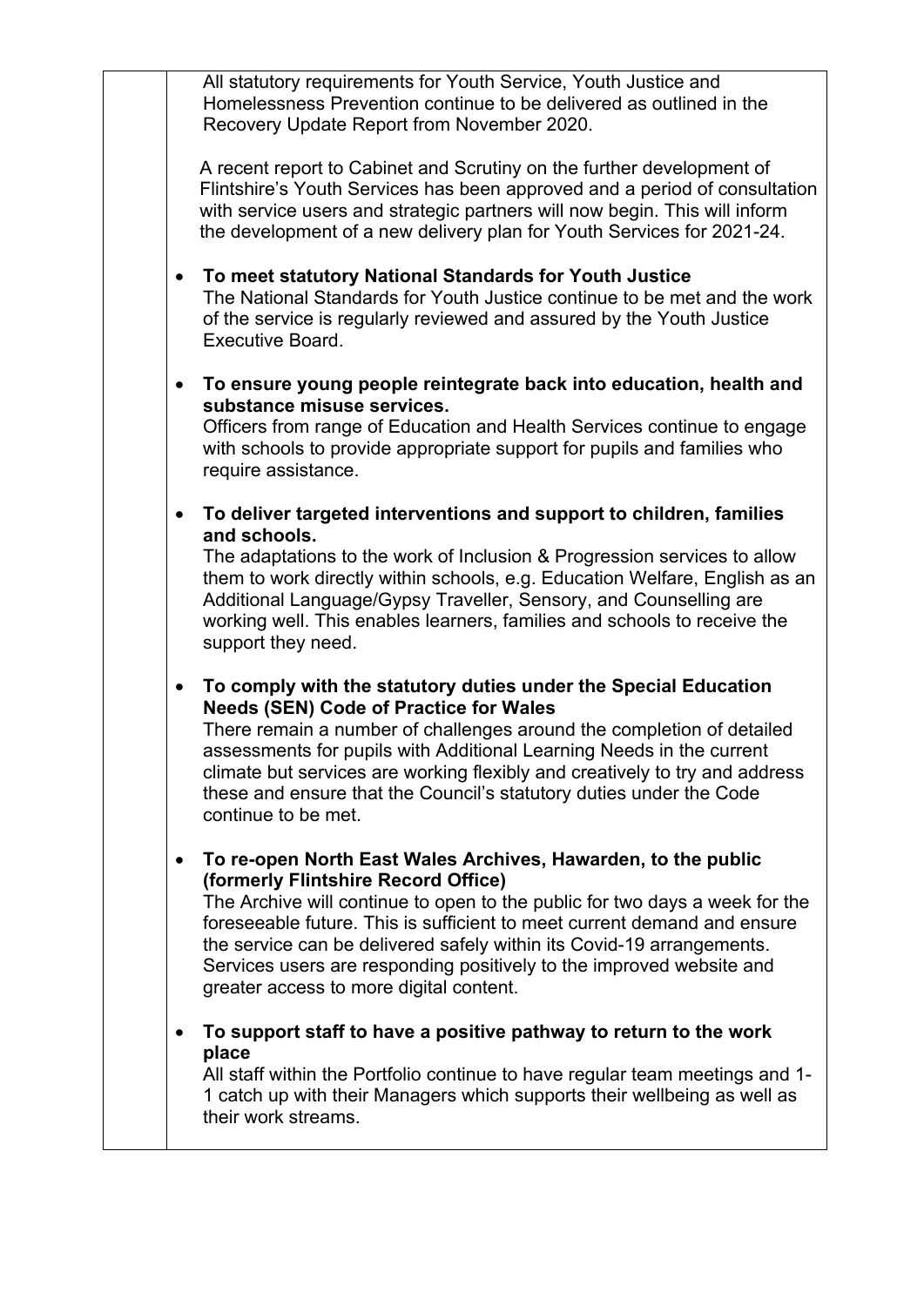All statutory requirements for Youth Service, Youth Justice and Homelessness Prevention continue to be delivered as outlined in the Recovery Update Report from November 2020.

A recent report to Cabinet and Scrutiny on the further development of Flintshire's Youth Services has been approved and a period of consultation with service users and strategic partners will now begin. This will inform the development of a new delivery plan for Youth Services for 2021-24.

- **To meet statutory National Standards for Youth Justice**
  The National Standards for Youth Justice continue to be met and the work of the service is regularly reviewed and assured by the Youth Justice Executive Board.

- **To ensure young people reintegrate back into education, health and substance misuse services.**
  Officers from range of Education and Health Services continue to engage with schools to provide appropriate support for pupils and families who require assistance.

- **To deliver targeted interventions and support to children, families and schools.**
  The adaptations to the work of Inclusion & Progression services to allow them to work directly within schools, e.g. Education Welfare, English as an Additional Language/Gypsy Traveller, Sensory, and Counselling are working well. This enables learners, families and schools to receive the support they need.

- **To comply with the statutory duties under the Special Education Needs (SEN) Code of Practice for Wales**
  There remain a number of challenges around the completion of detailed assessments for pupils with Additional Learning Needs in the current climate but services are working flexibly and creatively to try and address these and ensure that the Council's statutory duties under the Code continue to be met.

- **To re-open North East Wales Archives, Hawarden, to the public (formerly Flintshire Record Office)**
  The Archive will continue to open to the public for two days a week for the foreseeable future. This is sufficient to meet current demand and ensure the service can be delivered safely within its Covid-19 arrangements. Services users are responding positively to the improved website and greater access to more digital content.

- **To support staff to have a positive pathway to return to the work place**
  All staff within the Portfolio continue to have regular team meetings and 1-1 catch up with their Managers which supports their wellbeing as well as their work streams.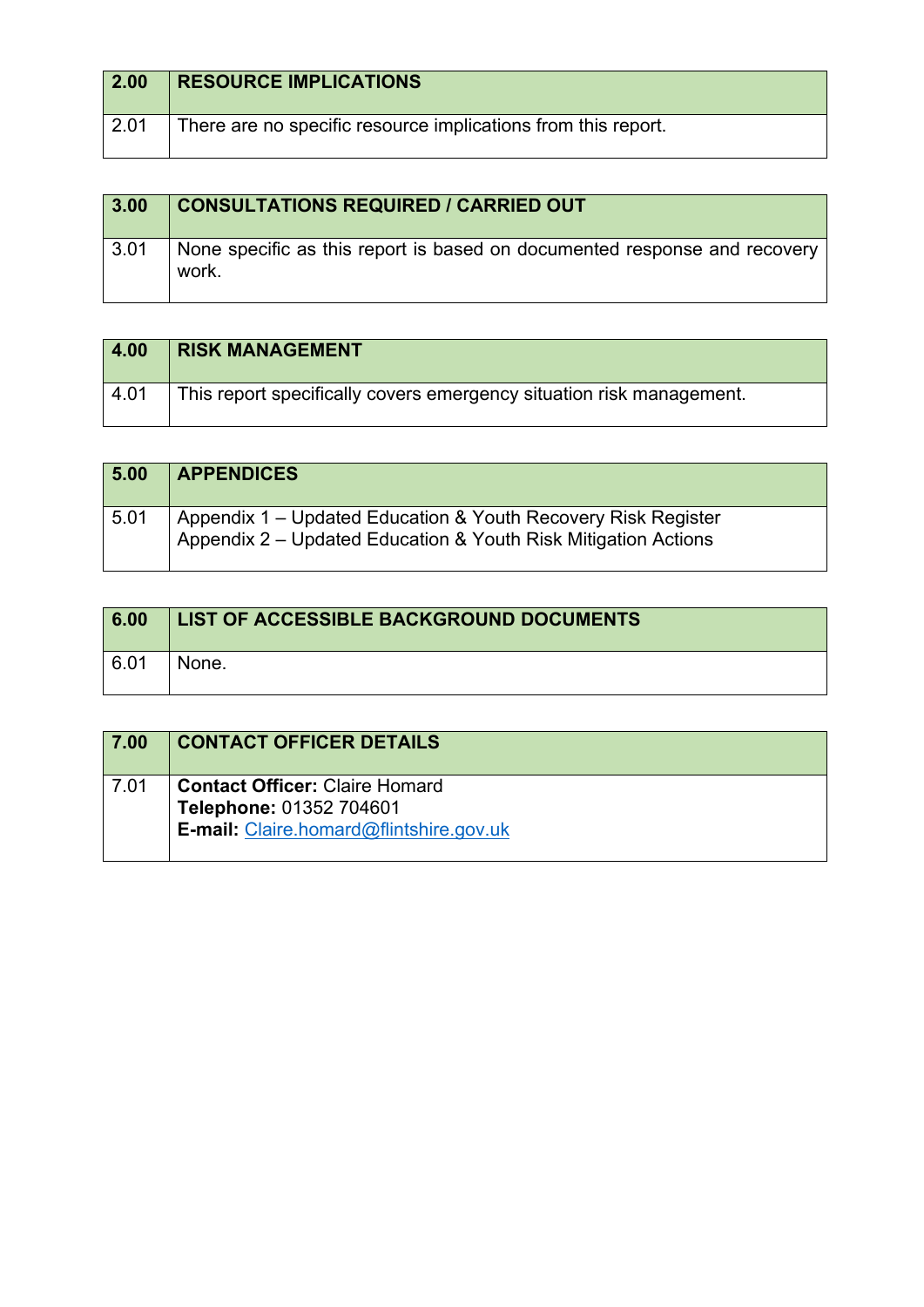| 2.00 | RESOURCE IMPLICATIONS |
|---|---|
| 2.01 | There are no specific resource implications from this report. |

| 3.00 | CONSULTATIONS REQUIRED / CARRIED OUT |
|---|---|
| 3.01 | None specific as this report is based on documented response and recovery work. |

| 4.00 | RISK MANAGEMENT |
|---|---|
| 4.01 | This report specifically covers emergency situation risk management. |

| 5.00 | APPENDICES |
|---|---|
| 5.01 | Appendix 1 – Updated Education & Youth Recovery Risk Register<br>Appendix 2 – Updated Education & Youth Risk Mitigation Actions |

| 6.00 | LIST OF ACCESSIBLE BACKGROUND DOCUMENTS |
|---|---|
| 6.01 | None. |

| 7.00 | CONTACT OFFICER DETAILS |
|---|---|
| 7.01 | **Contact Officer:** Claire Homard<br>**Telephone:** 01352 704601<br>**E-mail:** Claire.homard@flintshire.gov.uk |